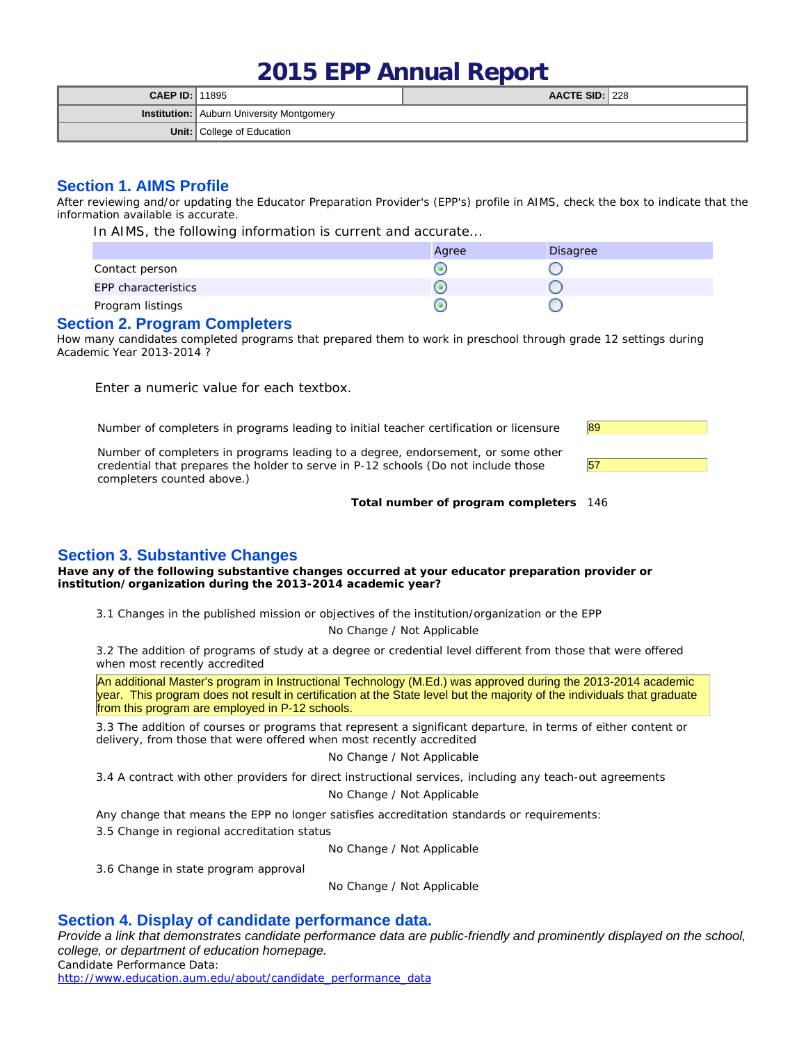# 2015 EPP Annual Report

| | | | |
|---|---|---|---|
| **CAEP ID:** | 11895 | **AACTE SID:** | 228 |
| **Institution:** | Auburn University Montgomery | | |
| **Unit:** | College of Education | | |

## Section 1. AIMS Profile

After reviewing and/or updating the Educator Preparation Provider's (EPP's) profile in AIMS, check the box to indicate that the information available is accurate.

In AIMS, the following information is current and accurate...

| | Agree | Disagree |
|---|---|---|
| Contact person | ● | ○ |
| EPP characteristics | ● | ○ |
| Program listings | ● | ○ |

## Section 2. Program Completers

How many candidates completed programs that prepared them to work in preschool through grade 12 settings during Academic Year 2013-2014 ?

Enter a numeric value for each textbox.

| | |
|---|---|
| Number of completers in programs leading to initial teacher certification or licensure | 89 |
| Number of completers in programs leading to a degree, endorsement, or some other credential that prepares the holder to serve in P-12 schools (Do not include those completers counted above.) | 57 |
| **Total number of program completers** | 146 |

## Section 3. Substantive Changes

**Have any of the following substantive changes occurred at your educator preparation provider or institution/organization during the 2013-2014 academic year?**

3.1 Changes in the published mission or objectives of the institution/organization or the EPP

No Change / Not Applicable

3.2 The addition of programs of study at a degree or credential level different from those that were offered when most recently accredited

An additional Master's program in Instructional Technology (M.Ed.) was approved during the 2013-2014 academic year. This program does not result in certification at the State level but the majority of the individuals that graduate from this program are employed in P-12 schools.

3.3 The addition of courses or programs that represent a significant departure, in terms of either content or delivery, from those that were offered when most recently accredited

No Change / Not Applicable

3.4 A contract with other providers for direct instructional services, including any teach-out agreements

No Change / Not Applicable

Any change that means the EPP no longer satisfies accreditation standards or requirements:

3.5 Change in regional accreditation status

No Change / Not Applicable

3.6 Change in state program approval

No Change / Not Applicable

## Section 4. Display of candidate performance data.

*Provide a link that demonstrates candidate performance data are public-friendly and prominently displayed on the school, college, or department of education homepage.*

Candidate Performance Data:

http://www.education.aum.edu/about/candidate_performance_data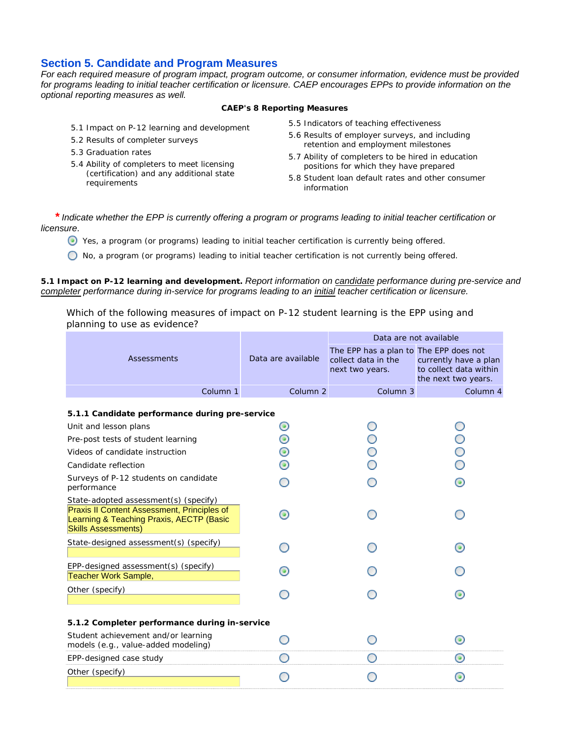## Section 5. Candidate and Program Measures

*For each required measure of program impact, program outcome, or consumer information, evidence must be provided for programs leading to initial teacher certification or licensure. CAEP encourages EPPs to provide information on the optional reporting measures as well.*

**CAEP's 8 Reporting Measures**

- 5.1 Impact on P-12 learning and development
- 5.2 Results of completer surveys
- 5.3 Graduation rates
- 5.4 Ability of completers to meet licensing (certification) and any additional state requirements
- 5.5 Indicators of teaching effectiveness
- 5.6 Results of employer surveys, and including retention and employment milestones
- 5.7 Ability of completers to be hired in education positions for which they have prepared
- 5.8 Student loan default rates and other consumer information

\* *Indicate whether the EPP is currently offering a program or programs leading to initial teacher certification or licensure.*

- (●) Yes, a program (or programs) leading to initial teacher certification is currently being offered.
- ( ) No, a program (or programs) leading to initial teacher certification is not currently being offered.

**5.1 Impact on P-12 learning and development.** *Report information on candidate performance during pre-service and completer performance during in-service for programs leading to an initial teacher certification or licensure.*

Which of the following measures of impact on P-12 student learning is the EPP using and planning to use as evidence?

| Assessments | Data are available | Data are not available | |
|---|---|---|---|
| | | The EPP has a plan to collect data in the next two years. | The EPP does not currently have a plan to collect data within the next two years. |
| Column 1 | Column 2 | Column 3 | Column 4 |
| **5.1.1 Candidate performance during pre-service** | | | |
| Unit and lesson plans | ● | ○ | ○ |
| Pre-post tests of student learning | ● | ○ | ○ |
| Videos of candidate instruction | ● | ○ | ○ |
| Candidate reflection | ● | ○ | ○ |
| Surveys of P-12 students on candidate performance | ○ | ○ | ● |
| State-adopted assessment(s) (specify) Praxis II Content Assessment, Principles of Learning & Teaching Praxis, AECTP (Basic Skills Assessments) | ● | ○ | ○ |
| State-designed assessment(s) (specify) | ○ | ○ | ● |
| EPP-designed assessment(s) (specify) Teacher Work Sample, | ● | ○ | ○ |
| Other (specify) | ○ | ○ | ● |
| **5.1.2 Completer performance during in-service** | | | |
| Student achievement and/or learning models (e.g., value-added modeling) | ○ | ○ | ● |
| EPP-designed case study | ○ | ○ | ● |
| Other (specify) | ○ | ○ | ● |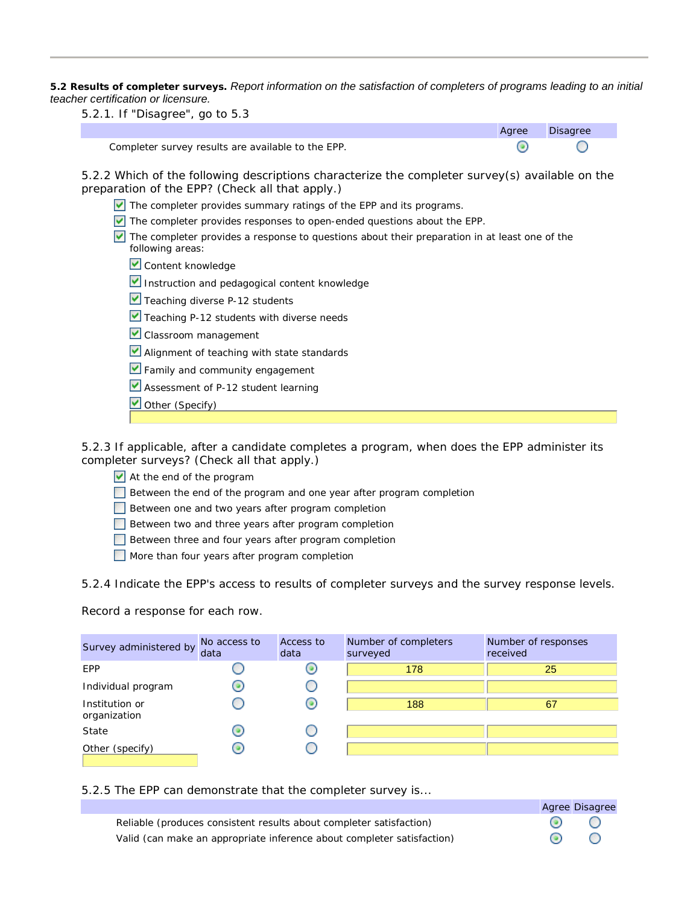**5.2 Results of completer surveys.** *Report information on the satisfaction of completers of programs leading to an initial teacher certification or licensure.*

5.2.1. If "Disagree", go to 5.3

| | Agree | Disagree |
|---|---|---|
| Completer survey results are available to the EPP. | ◉ | ○ |

5.2.2 Which of the following descriptions characterize the completer survey(s) available on the preparation of the EPP? (Check all that apply.)

- [x] The completer provides summary ratings of the EPP and its programs.
- [x] The completer provides responses to open-ended questions about the EPP.
- [x] The completer provides a response to questions about their preparation in at least one of the following areas:
  - [x] Content knowledge
  - [x] Instruction and pedagogical content knowledge
  - [x] Teaching diverse P-12 students
  - [x] Teaching P-12 students with diverse needs
  - [x] Classroom management
  - [x] Alignment of teaching with state standards
  - [x] Family and community engagement
  - [x] Assessment of P-12 student learning
  - [x] Other (Specify)

5.2.3 If applicable, after a candidate completes a program, when does the EPP administer its completer surveys? (Check all that apply.)

- [x] At the end of the program
- [ ] Between the end of the program and one year after program completion
- [ ] Between one and two years after program completion
- [ ] Between two and three years after program completion
- [ ] Between three and four years after program completion
- [ ] More than four years after program completion

5.2.4 Indicate the EPP's access to results of completer surveys and the survey response levels.

Record a response for each row.

| Survey administered by | No access to data | Access to data | Number of completers surveyed | Number of responses received |
|---|---|---|---|---|
| EPP | ○ | ◉ | 178 | 25 |
| Individual program | ◉ | ○ | | |
| Institution or organization | ○ | ◉ | 188 | 67 |
| State | ◉ | ○ | | |
| Other (specify) | ◉ | ○ | | |

5.2.5 The EPP can demonstrate that the completer survey is...

| | Agree | Disagree |
|---|---|---|
| Reliable (produces consistent results about completer satisfaction) | ◉ | ○ |
| Valid (can make an appropriate inference about completer satisfaction) | ◉ | ○ |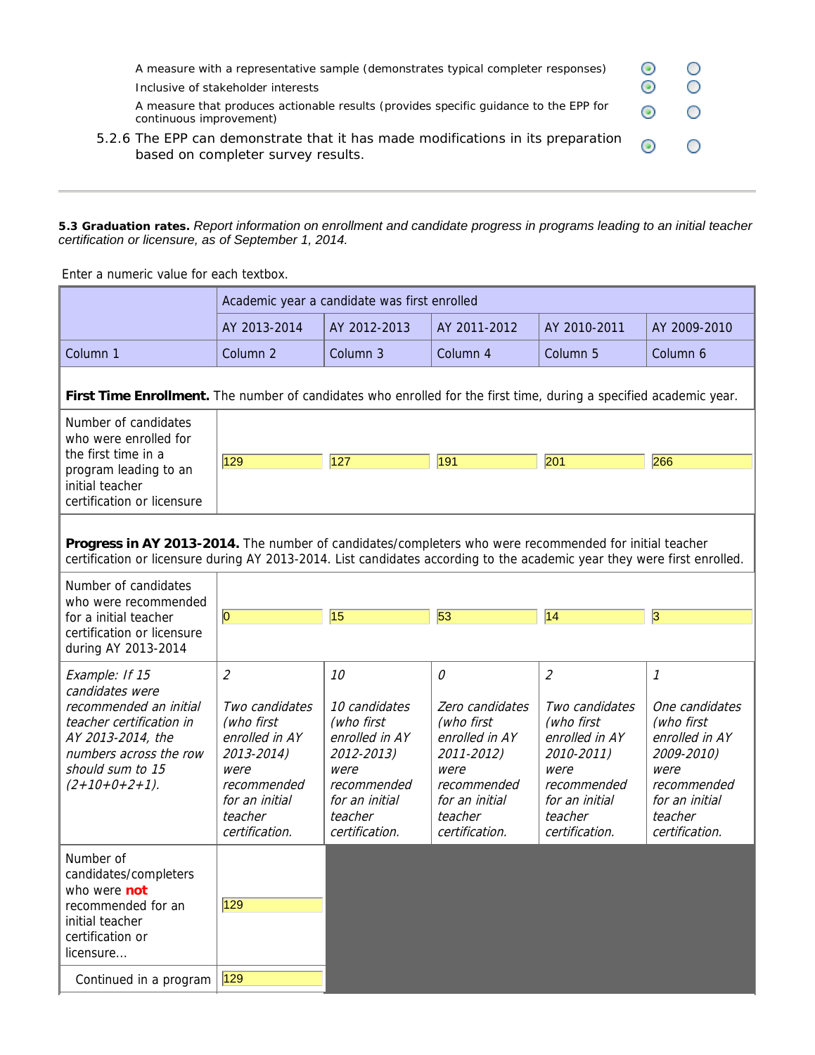| | | |
|---|---|---|
| A measure with a representative sample (demonstrates typical completer responses) | ◉ | ○ |
| Inclusive of stakeholder interests | ◉ | ○ |
| A measure that produces actionable results (provides specific guidance to the EPP for continuous improvement) | ◉ | ○ |
| 5.2.6 The EPP can demonstrate that it has made modifications in its preparation based on completer survey results. | ◉ | ○ |

---

**5.3 Graduation rates.** *Report information on enrollment and candidate progress in programs leading to an initial teacher certification or licensure, as of September 1, 2014.*

Enter a numeric value for each textbox.

| | Academic year a candidate was first enrolled | | | | |
|---|---|---|---|---|---|
| | AY 2013-2014 | AY 2012-2013 | AY 2011-2012 | AY 2010-2011 | AY 2009-2010 |
| Column 1 | Column 2 | Column 3 | Column 4 | Column 5 | Column 6 |
| **First Time Enrollment.** The number of candidates who enrolled for the first time, during a specified academic year. | | | | | |
| Number of candidates who were enrolled for the first time in a program leading to an initial teacher certification or licensure | 129 | 127 | 191 | 201 | 266 |
| **Progress in AY 2013-2014.** The number of candidates/completers who were recommended for initial teacher certification or licensure during AY 2013-2014. List candidates according to the academic year they were first enrolled. | | | | | |
| Number of candidates who were recommended for a initial teacher certification or licensure during AY 2013-2014 | 0 | 15 | 53 | 14 | 3 |
| *Example: If 15 candidates were recommended an initial teacher certification in AY 2013-2014, the numbers across the row should sum to 15 (2+10+0+2+1).* | *2* *Two candidates (who first enrolled in AY 2013-2014) were recommended for an initial teacher certification.* | *10* *10 candidates (who first enrolled in AY 2012-2013) were recommended for an initial teacher certification.* | *0* *Zero candidates (who first enrolled in AY 2011-2012) were recommended for an initial teacher certification.* | *2* *Two candidates (who first enrolled in AY 2010-2011) were recommended for an initial teacher certification.* | *1* *One candidates (who first enrolled in AY 2009-2010) were recommended for an initial teacher certification.* |
| Number of candidates/completers who were **not** recommended for an initial teacher certification or licensure... | 129 | | | | |
| Continued in a program | 129 | | | | |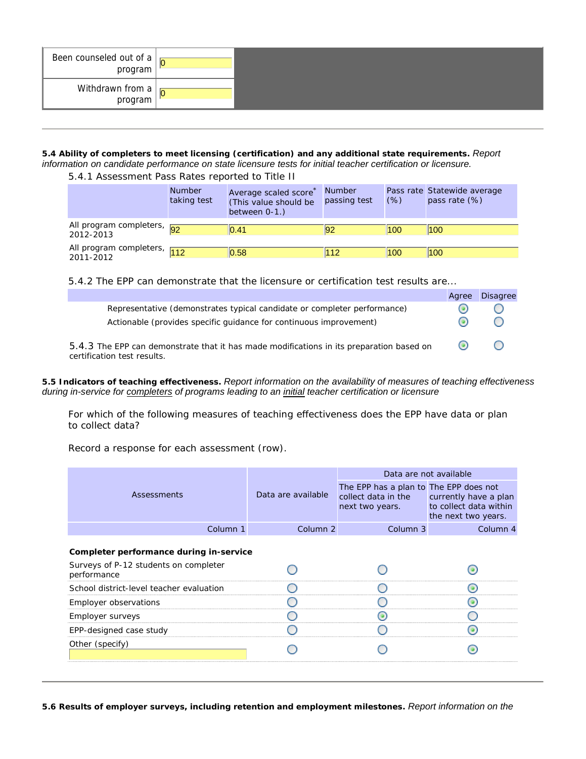| | |
|---|---|
| Been counseled out of a program | 0 |
| Withdrawn from a program | 0 |

---

**5.4 Ability of completers to meet licensing (certification) and any additional state requirements.** *Report information on candidate performance on state licensure tests for initial teacher certification or licensure.*

5.4.1 Assessment Pass Rates reported to Title II

| | Number taking test | Average scaled score* (This value should be between 0-1.) | Number passing test | Pass rate (%) | Statewide average pass rate (%) |
|---|---|---|---|---|---|
| All program completers, 2012-2013 | 92 | 0.41 | 92 | 100 | 100 |
| All program completers, 2011-2012 | 112 | 0.58 | 112 | 100 | 100 |

5.4.2 The EPP can demonstrate that the licensure or certification test results are...

| | Agree | Disagree |
|---|---|---|
| Representative (demonstrates typical candidate or completer performance) | ● | ○ |
| Actionable (provides specific guidance for continuous improvement) | ● | ○ |
| 5.4.3 The EPP can demonstrate that it has made modifications in its preparation based on certification test results. | ● | ○ |

**5.5 Indicators of teaching effectiveness.** *Report information on the availability of measures of teaching effectiveness during in-service for completers of programs leading to an initial teacher certification or licensure*

For which of the following measures of teaching effectiveness does the EPP have data or plan to collect data?

Record a response for each assessment (row).

| Assessments | Data are available | Data are not available | |
|---|---|---|---|
| | | The EPP has a plan to collect data in the next two years. | The EPP does not currently have a plan to collect data within the next two years. |
| Column 1 | Column 2 | Column 3 | Column 4 |
| **Completer performance during in-service** | | | |
| Surveys of P-12 students on completer performance | ○ | ○ | ● |
| School district-level teacher evaluation | ○ | ○ | ● |
| Employer observations | ○ | ○ | ● |
| Employer surveys | ○ | ● | ○ |
| EPP-designed case study | ○ | ○ | ● |
| Other (specify) | ○ | ○ | ● |

---

**5.6 Results of employer surveys, including retention and employment milestones.** *Report information on the*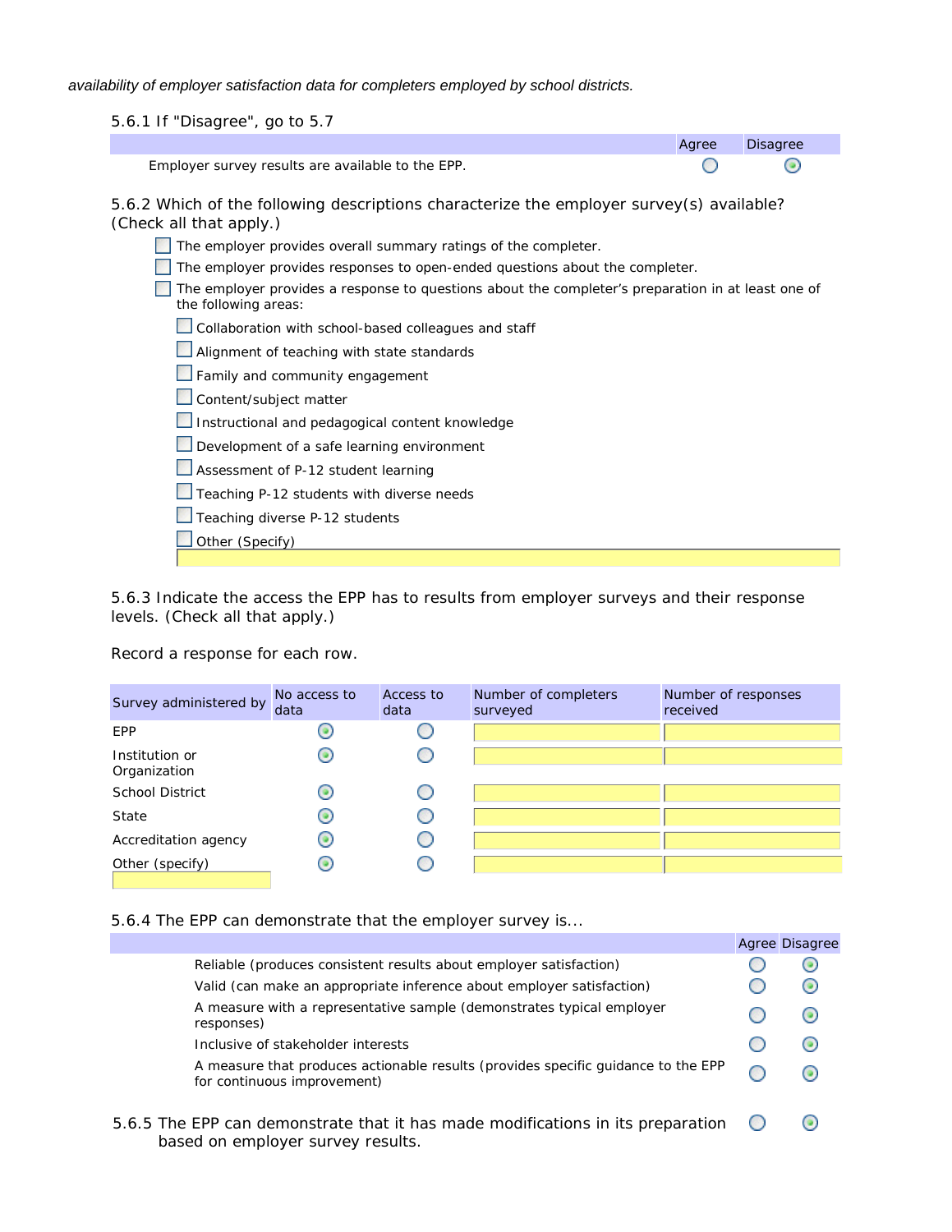*availability of employer satisfaction data for completers employed by school districts.*

5.6.1 If "Disagree", go to 5.7

| | Agree | Disagree |
|---|---|---|
| Employer survey results are available to the EPP. | ○ | ◉ |

5.6.2 Which of the following descriptions characterize the employer survey(s) available? (Check all that apply.)

- ☐ The employer provides overall summary ratings of the completer.
- ☐ The employer provides responses to open-ended questions about the completer.
- ☐ The employer provides a response to questions about the completer's preparation in at least one of the following areas:
  - ☐ Collaboration with school-based colleagues and staff
  - ☐ Alignment of teaching with state standards
  - ☐ Family and community engagement
  - ☐ Content/subject matter
  - ☐ Instructional and pedagogical content knowledge
  - ☐ Development of a safe learning environment
  - ☐ Assessment of P-12 student learning
  - ☐ Teaching P-12 students with diverse needs
  - ☐ Teaching diverse P-12 students
  - ☐ Other (Specify)

5.6.3 Indicate the access the EPP has to results from employer surveys and their response levels. (Check all that apply.)

Record a response for each row.

| Survey administered by | No access to data | Access to data | Number of completers surveyed | Number of responses received |
|---|---|---|---|---|
| EPP | ◉ | ○ | | |
| Institution or Organization | ◉ | ○ | | |
| School District | ◉ | ○ | | |
| State | ◉ | ○ | | |
| Accreditation agency | ◉ | ○ | | |
| Other (specify) | ◉ | ○ | | |

5.6.4 The EPP can demonstrate that the employer survey is...

| | Agree | Disagree |
|---|---|---|
| Reliable (produces consistent results about employer satisfaction) | ○ | ◉ |
| Valid (can make an appropriate inference about employer satisfaction) | ○ | ◉ |
| A measure with a representative sample (demonstrates typical employer responses) | ○ | ◉ |
| Inclusive of stakeholder interests | ○ | ◉ |
| A measure that produces actionable results (provides specific guidance to the EPP for continuous improvement) | ○ | ◉ |

| | Agree | Disagree |
|---|---|---|
| 5.6.5 The EPP can demonstrate that it has made modifications in its preparation based on employer survey results. | ○ | ◉ |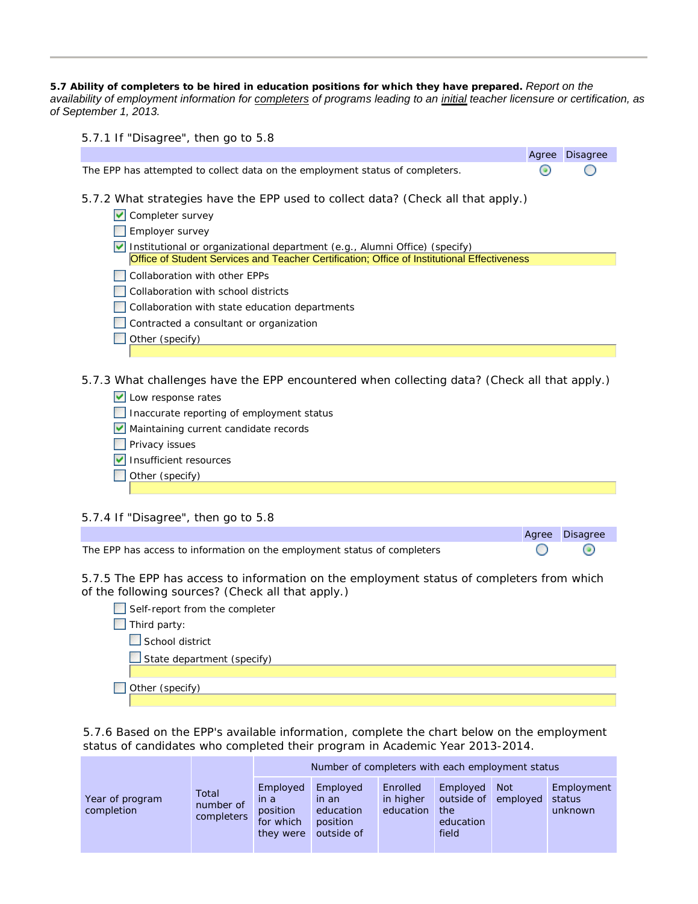**5.7 Ability of completers to be hired in education positions for which they have prepared.** *Report on the availability of employment information for completers of programs leading to an initial teacher licensure or certification, as of September 1, 2013.*

5.7.1 If "Disagree", then go to 5.8

| | Agree | Disagree |
|---|---|---|
| The EPP has attempted to collect data on the employment status of completers. | ◉ | ○ |

5.7.2 What strategies have the EPP used to collect data? (Check all that apply.)

- [x] Completer survey
- [ ] Employer survey
- [x] Institutional or organizational department (e.g., Alumni Office) (specify)
  Office of Student Services and Teacher Certification; Office of Institutional Effectiveness
- [ ] Collaboration with other EPPs
- [ ] Collaboration with school districts
- [ ] Collaboration with state education departments
- [ ] Contracted a consultant or organization
- [ ] Other (specify)

5.7.3 What challenges have the EPP encountered when collecting data? (Check all that apply.)

- [x] Low response rates
- [ ] Inaccurate reporting of employment status
- [x] Maintaining current candidate records
- [ ] Privacy issues
- [x] Insufficient resources
- [ ] Other (specify)

5.7.4 If "Disagree", then go to 5.8

| | Agree | Disagree |
|---|---|---|
| The EPP has access to information on the employment status of completers | ○ | ◉ |

5.7.5 The EPP has access to information on the employment status of completers from which of the following sources? (Check all that apply.)

- [ ] Self-report from the completer
- [ ] Third party:
  - [ ] School district
  - [ ] State department (specify)
- [ ] Other (specify)

5.7.6 Based on the EPP's available information, complete the chart below on the employment status of candidates who completed their program in Academic Year 2013-2014.

| Year of program completion | Total number of completers | Number of completers with each employment status | | | | | |
|---|---|---|---|---|---|---|---|
| | | Employed in a position for which they were | Employed in an education position outside of | Enrolled in higher education | Employed outside of the education field | Not employed | Employment status unknown |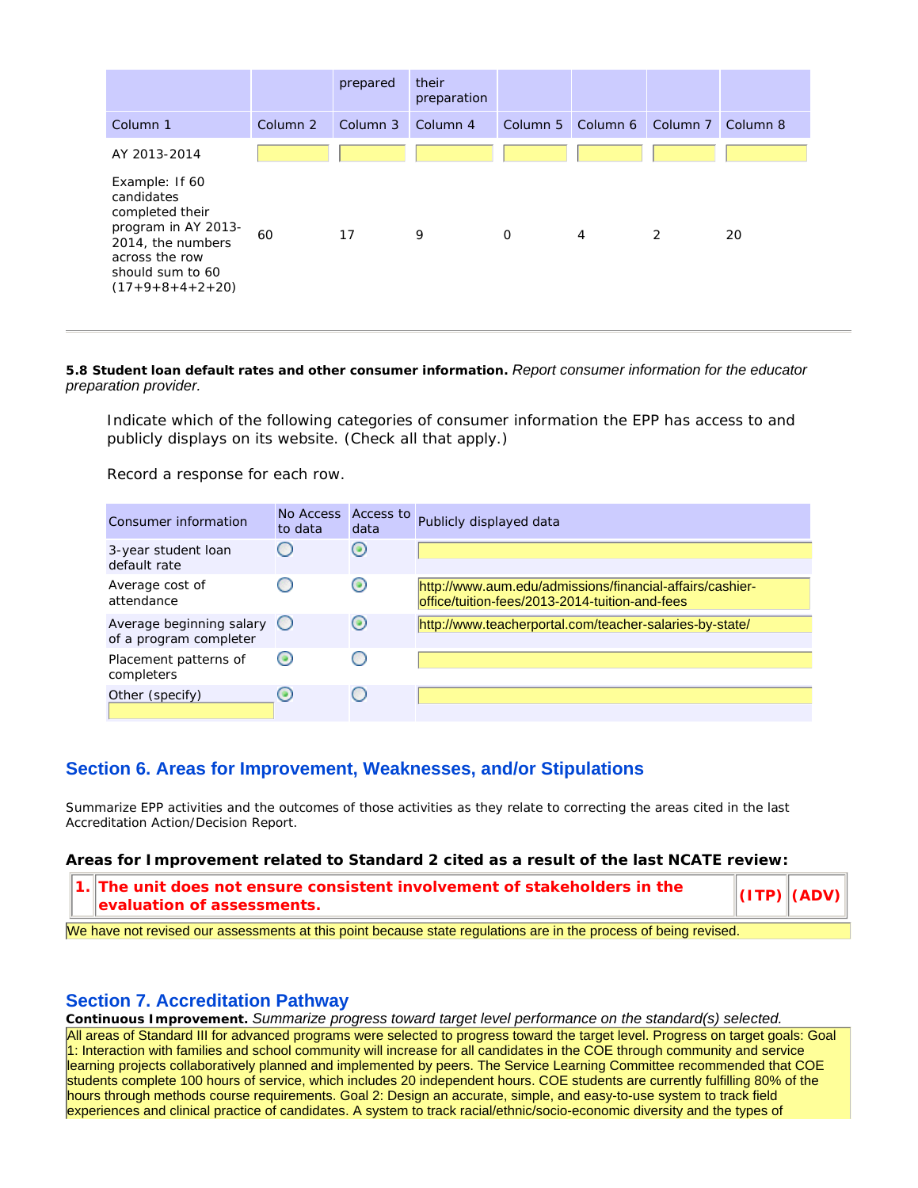| | | prepared | their preparation | | | | |
|---|---|---|---|---|---|---|---|
| Column 1 | Column 2 | Column 3 | Column 4 | Column 5 | Column 6 | Column 7 | Column 8 |
| AY 2013-2014 | | | | | | | |
| Example: If 60 candidates completed their program in AY 2013-2014, the numbers across the row should sum to 60 (17+9+8+4+2+20) | 60 | 17 | 9 | 0 | 4 | 2 | 20 |

---

**5.8 Student loan default rates and other consumer information.** *Report consumer information for the educator preparation provider.*

Indicate which of the following categories of consumer information the EPP has access to and publicly displays on its website. (Check all that apply.)

Record a response for each row.

| Consumer information | No Access to data | Access to data | Publicly displayed data |
|---|---|---|---|
| 3-year student loan default rate | | ● | |
| Average cost of attendance | | ● | http://www.aum.edu/admissions/financial-affairs/cashier-office/tuition-fees/2013-2014-tuition-and-fees |
| Average beginning salary of a program completer | | ● | http://www.teacherportal.com/teacher-salaries-by-state/ |
| Placement patterns of completers | ● | | |
| Other (specify) | ● | | |

## Section 6. Areas for Improvement, Weaknesses, and/or Stipulations

Summarize EPP activities and the outcomes of those activities as they relate to correcting the areas cited in the last Accreditation Action/Decision Report.

**Areas for Improvement related to Standard 2 cited as a result of the last NCATE review:**

| 1. | The unit does not ensure consistent involvement of stakeholders in the evaluation of assessments. | (ITP) | (ADV) |
|---|---|---|---|

We have not revised our assessments at this point because state regulations are in the process of being revised.

## Section 7. Accreditation Pathway

**Continuous Improvement.** *Summarize progress toward target level performance on the standard(s) selected.*

All areas of Standard III for advanced programs were selected to progress toward the target level. Progress on target goals: Goal 1: Interaction with families and school community will increase for all candidates in the COE through community and service learning projects collaboratively planned and implemented by peers. The Service Learning Committee recommended that COE students complete 100 hours of service, which includes 20 independent hours. COE students are currently fulfilling 80% of the hours through methods course requirements. Goal 2: Design an accurate, simple, and easy-to-use system to track field experiences and clinical practice of candidates. A system to track racial/ethnic/socio-economic diversity and the types of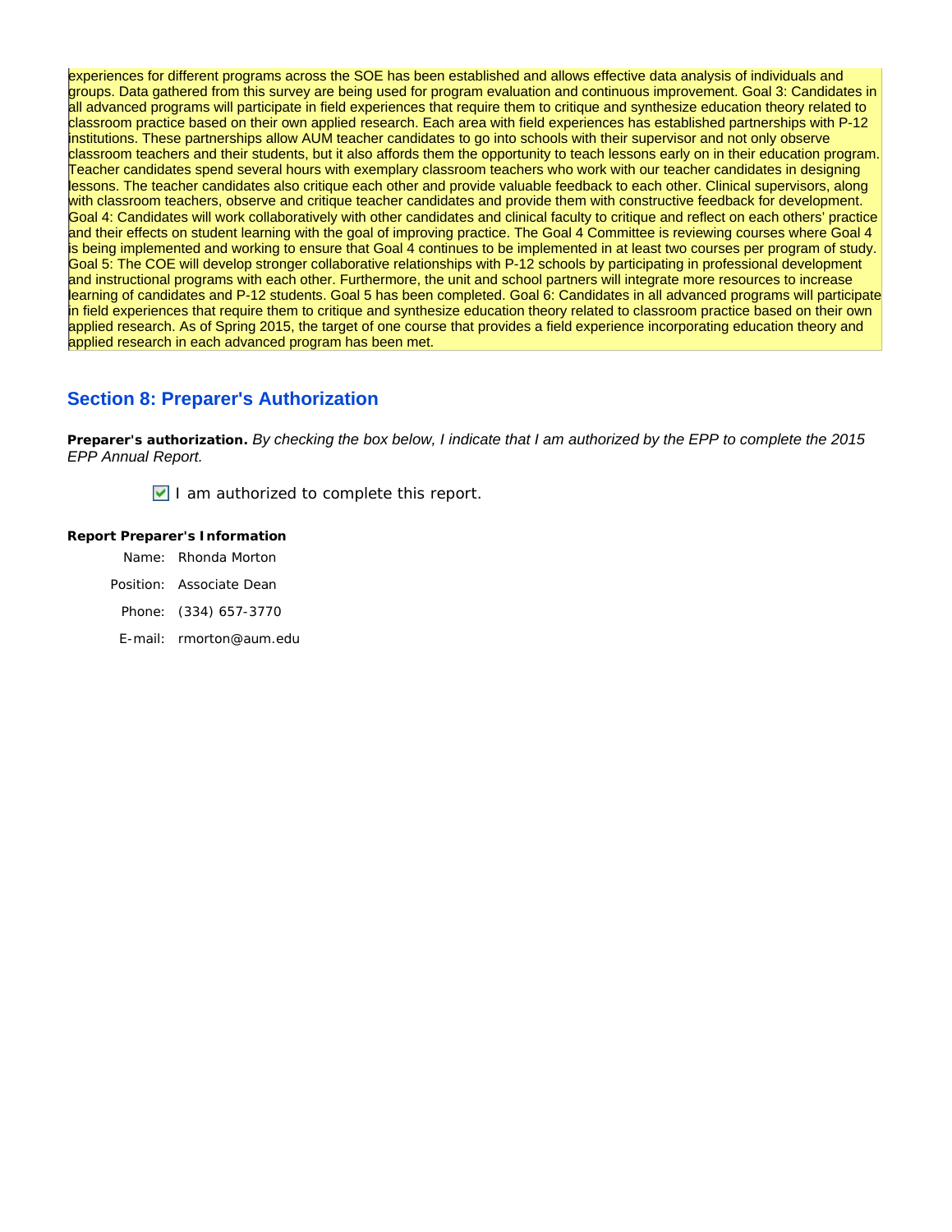experiences for different programs across the SOE has been established and allows effective data analysis of individuals and groups. Data gathered from this survey are being used for program evaluation and continuous improvement. Goal 3: Candidates in all advanced programs will participate in field experiences that require them to critique and synthesize education theory related to classroom practice based on their own applied research. Each area with field experiences has established partnerships with P-12 institutions. These partnerships allow AUM teacher candidates to go into schools with their supervisor and not only observe classroom teachers and their students, but it also affords them the opportunity to teach lessons early on in their education program. Teacher candidates spend several hours with exemplary classroom teachers who work with our teacher candidates in designing lessons. The teacher candidates also critique each other and provide valuable feedback to each other. Clinical supervisors, along with classroom teachers, observe and critique teacher candidates and provide them with constructive feedback for development. Goal 4: Candidates will work collaboratively with other candidates and clinical faculty to critique and reflect on each others' practice and their effects on student learning with the goal of improving practice. The Goal 4 Committee is reviewing courses where Goal 4 is being implemented and working to ensure that Goal 4 continues to be implemented in at least two courses per program of study. Goal 5: The COE will develop stronger collaborative relationships with P-12 schools by participating in professional development and instructional programs with each other. Furthermore, the unit and school partners will integrate more resources to increase learning of candidates and P-12 students. Goal 5 has been completed. Goal 6: Candidates in all advanced programs will participate in field experiences that require them to critique and synthesize education theory related to classroom practice based on their own applied research. As of Spring 2015, the target of one course that provides a field experience incorporating education theory and applied research in each advanced program has been met.

## Section 8: Preparer's Authorization

**Preparer's authorization.** *By checking the box below, I indicate that I am authorized by the EPP to complete the 2015 EPP Annual Report.*

☑ I am authorized to complete this report.

**Report Preparer's Information**

Name: Rhonda Morton

Position: Associate Dean

Phone: (334) 657-3770

E-mail: rmorton@aum.edu